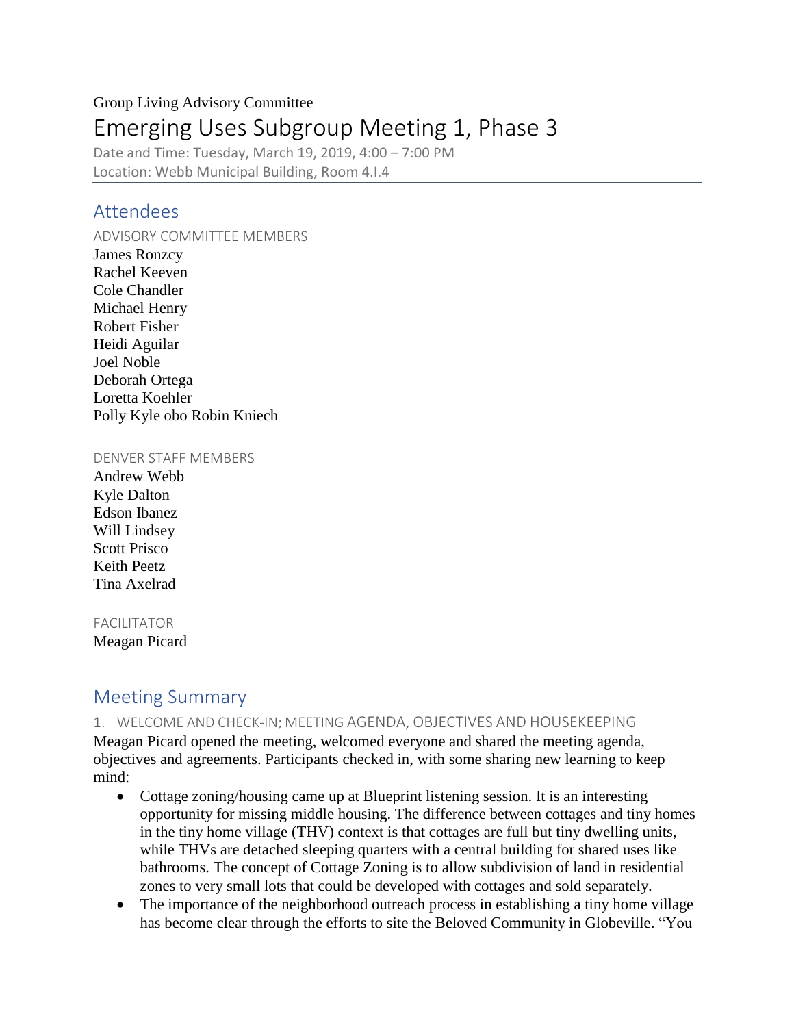Group Living Advisory Committee

# Emerging Uses Subgroup Meeting 1, Phase 3

Date and Time: Tuesday, March 19, 2019, 4:00 – 7:00 PM
Location: Webb Municipal Building, Room 4.I.4

## Attendees

### ADVISORY COMMITTEE MEMBERS

James Ronzcy
Rachel Keeven
Cole Chandler
Michael Henry
Robert Fisher
Heidi Aguilar
Joel Noble
Deborah Ortega
Loretta Koehler
Polly Kyle obo Robin Kniech

### DENVER STAFF MEMBERS

Andrew Webb
Kyle Dalton
Edson Ibanez
Will Lindsey
Scott Prisco
Keith Peetz
Tina Axelrad

### FACILITATOR

Meagan Picard

## Meeting Summary

### 1. WELCOME AND CHECK-IN; MEETING AGENDA, OBJECTIVES AND HOUSEKEEPING

Meagan Picard opened the meeting, welcomed everyone and shared the meeting agenda, objectives and agreements. Participants checked in, with some sharing new learning to keep mind:

- Cottage zoning/housing came up at Blueprint listening session. It is an interesting opportunity for missing middle housing. The difference between cottages and tiny homes in the tiny home village (THV) context is that cottages are full but tiny dwelling units, while THVs are detached sleeping quarters with a central building for shared uses like bathrooms. The concept of Cottage Zoning is to allow subdivision of land in residential zones to very small lots that could be developed with cottages and sold separately.
- The importance of the neighborhood outreach process in establishing a tiny home village has become clear through the efforts to site the Beloved Community in Globeville. "You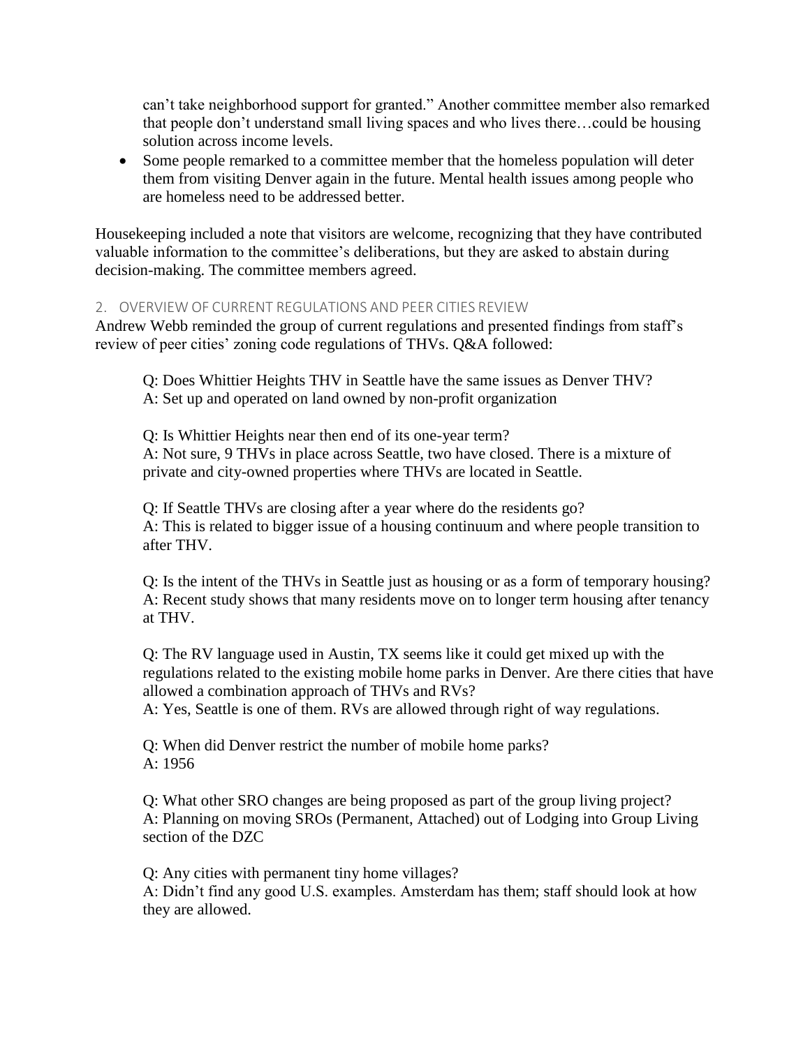can't take neighborhood support for granted." Another committee member also remarked that people don't understand small living spaces and who lives there…could be housing solution across income levels.

- Some people remarked to a committee member that the homeless population will deter them from visiting Denver again in the future. Mental health issues among people who are homeless need to be addressed better.

Housekeeping included a note that visitors are welcome, recognizing that they have contributed valuable information to the committee's deliberations, but they are asked to abstain during decision-making. The committee members agreed.

## 2. OVERVIEW OF CURRENT REGULATIONS AND PEER CITIES REVIEW

Andrew Webb reminded the group of current regulations and presented findings from staff's review of peer cities' zoning code regulations of THVs. Q&A followed:

Q: Does Whittier Heights THV in Seattle have the same issues as Denver THV?
A: Set up and operated on land owned by non-profit organization

Q: Is Whittier Heights near then end of its one-year term?
A: Not sure, 9 THVs in place across Seattle, two have closed. There is a mixture of private and city-owned properties where THVs are located in Seattle.

Q: If Seattle THVs are closing after a year where do the residents go?
A: This is related to bigger issue of a housing continuum and where people transition to after THV.

Q: Is the intent of the THVs in Seattle just as housing or as a form of temporary housing?
A: Recent study shows that many residents move on to longer term housing after tenancy at THV.

Q: The RV language used in Austin, TX seems like it could get mixed up with the regulations related to the existing mobile home parks in Denver. Are there cities that have allowed a combination approach of THVs and RVs?
A: Yes, Seattle is one of them. RVs are allowed through right of way regulations.

Q: When did Denver restrict the number of mobile home parks?
A: 1956

Q: What other SRO changes are being proposed as part of the group living project?
A: Planning on moving SROs (Permanent, Attached) out of Lodging into Group Living section of the DZC

Q: Any cities with permanent tiny home villages?
A: Didn't find any good U.S. examples. Amsterdam has them; staff should look at how they are allowed.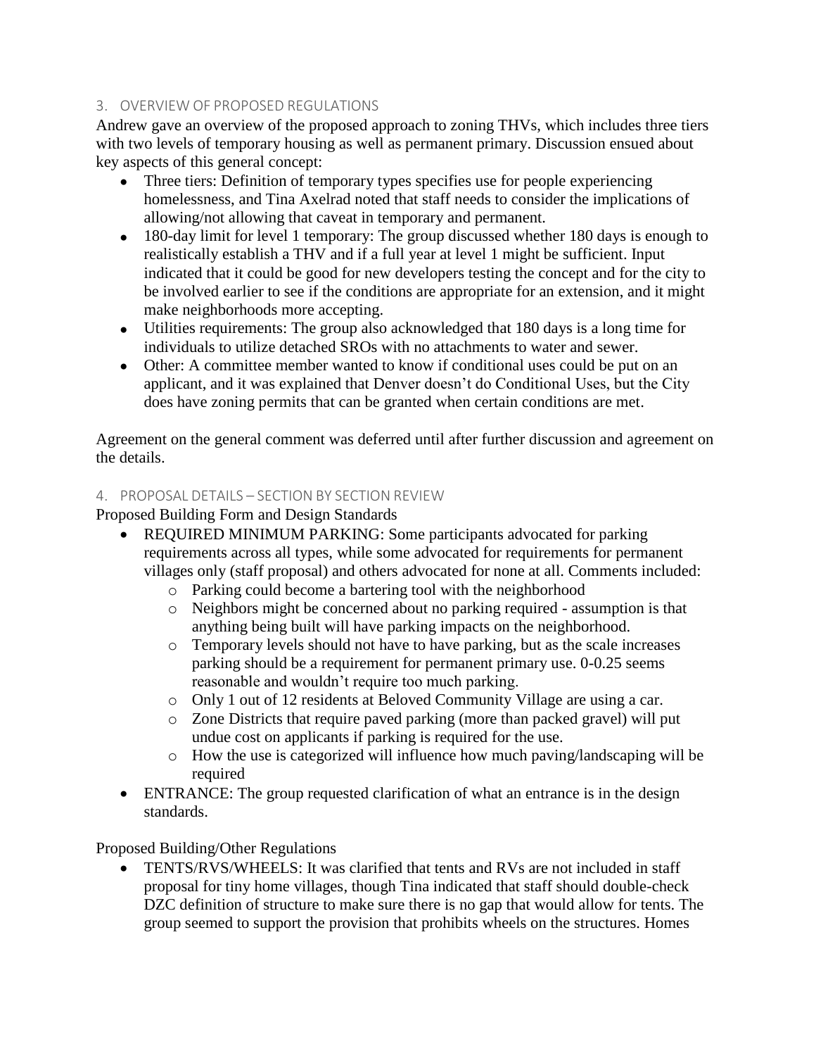## 3. OVERVIEW OF PROPOSED REGULATIONS

Andrew gave an overview of the proposed approach to zoning THVs, which includes three tiers with two levels of temporary housing as well as permanent primary. Discussion ensued about key aspects of this general concept:

- Three tiers: Definition of temporary types specifies use for people experiencing homelessness, and Tina Axelrad noted that staff needs to consider the implications of allowing/not allowing that caveat in temporary and permanent.
- 180-day limit for level 1 temporary: The group discussed whether 180 days is enough to realistically establish a THV and if a full year at level 1 might be sufficient. Input indicated that it could be good for new developers testing the concept and for the city to be involved earlier to see if the conditions are appropriate for an extension, and it might make neighborhoods more accepting.
- Utilities requirements: The group also acknowledged that 180 days is a long time for individuals to utilize detached SROs with no attachments to water and sewer.
- Other: A committee member wanted to know if conditional uses could be put on an applicant, and it was explained that Denver doesn't do Conditional Uses, but the City does have zoning permits that can be granted when certain conditions are met.

Agreement on the general comment was deferred until after further discussion and agreement on the details.

## 4. PROPOSAL DETAILS – SECTION BY SECTION REVIEW

Proposed Building Form and Design Standards

- REQUIRED MINIMUM PARKING: Some participants advocated for parking requirements across all types, while some advocated for requirements for permanent villages only (staff proposal) and others advocated for none at all. Comments included:
  - Parking could become a bartering tool with the neighborhood
  - Neighbors might be concerned about no parking required - assumption is that anything being built will have parking impacts on the neighborhood.
  - Temporary levels should not have to have parking, but as the scale increases parking should be a requirement for permanent primary use. 0-0.25 seems reasonable and wouldn't require too much parking.
  - Only 1 out of 12 residents at Beloved Community Village are using a car.
  - Zone Districts that require paved parking (more than packed gravel) will put undue cost on applicants if parking is required for the use.
  - How the use is categorized will influence how much paving/landscaping will be required
- ENTRANCE: The group requested clarification of what an entrance is in the design standards.

Proposed Building/Other Regulations

- TENTS/RVS/WHEELS: It was clarified that tents and RVs are not included in staff proposal for tiny home villages, though Tina indicated that staff should double-check DZC definition of structure to make sure there is no gap that would allow for tents. The group seemed to support the provision that prohibits wheels on the structures. Homes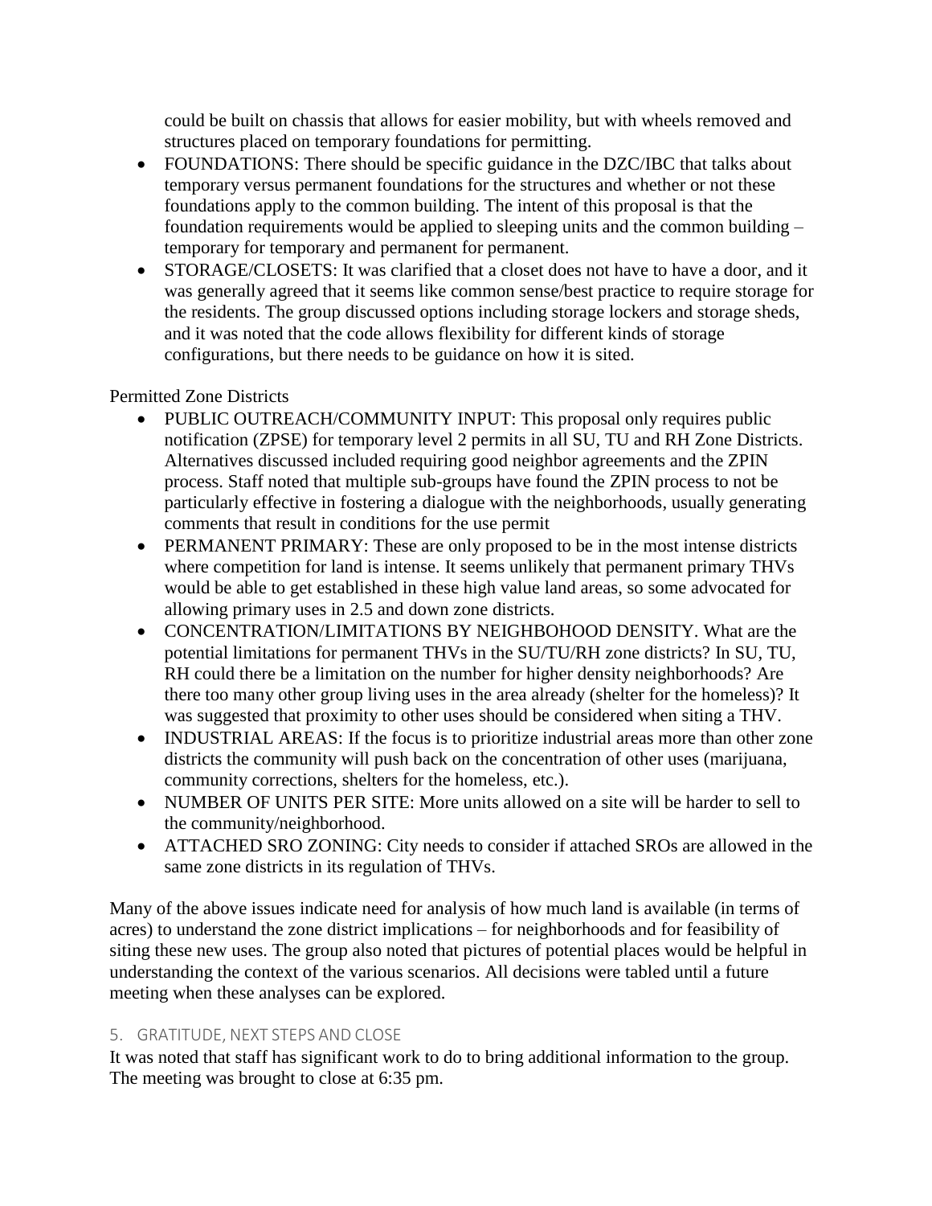could be built on chassis that allows for easier mobility, but with wheels removed and structures placed on temporary foundations for permitting.

- FOUNDATIONS: There should be specific guidance in the DZC/IBC that talks about temporary versus permanent foundations for the structures and whether or not these foundations apply to the common building. The intent of this proposal is that the foundation requirements would be applied to sleeping units and the common building – temporary for temporary and permanent for permanent.
- STORAGE/CLOSETS: It was clarified that a closet does not have to have a door, and it was generally agreed that it seems like common sense/best practice to require storage for the residents. The group discussed options including storage lockers and storage sheds, and it was noted that the code allows flexibility for different kinds of storage configurations, but there needs to be guidance on how it is sited.

Permitted Zone Districts

- PUBLIC OUTREACH/COMMUNITY INPUT: This proposal only requires public notification (ZPSE) for temporary level 2 permits in all SU, TU and RH Zone Districts. Alternatives discussed included requiring good neighbor agreements and the ZPIN process. Staff noted that multiple sub-groups have found the ZPIN process to not be particularly effective in fostering a dialogue with the neighborhoods, usually generating comments that result in conditions for the use permit
- PERMANENT PRIMARY: These are only proposed to be in the most intense districts where competition for land is intense. It seems unlikely that permanent primary THVs would be able to get established in these high value land areas, so some advocated for allowing primary uses in 2.5 and down zone districts.
- CONCENTRATION/LIMITATIONS BY NEIGHBOHOOD DENSITY. What are the potential limitations for permanent THVs in the SU/TU/RH zone districts? In SU, TU, RH could there be a limitation on the number for higher density neighborhoods? Are there too many other group living uses in the area already (shelter for the homeless)? It was suggested that proximity to other uses should be considered when siting a THV.
- INDUSTRIAL AREAS: If the focus is to prioritize industrial areas more than other zone districts the community will push back on the concentration of other uses (marijuana, community corrections, shelters for the homeless, etc.).
- NUMBER OF UNITS PER SITE: More units allowed on a site will be harder to sell to the community/neighborhood.
- ATTACHED SRO ZONING: City needs to consider if attached SROs are allowed in the same zone districts in its regulation of THVs.

Many of the above issues indicate need for analysis of how much land is available (in terms of acres) to understand the zone district implications – for neighborhoods and for feasibility of siting these new uses. The group also noted that pictures of potential places would be helpful in understanding the context of the various scenarios. All decisions were tabled until a future meeting when these analyses can be explored.

## 5. GRATITUDE, NEXT STEPS AND CLOSE

It was noted that staff has significant work to do to bring additional information to the group. The meeting was brought to close at 6:35 pm.